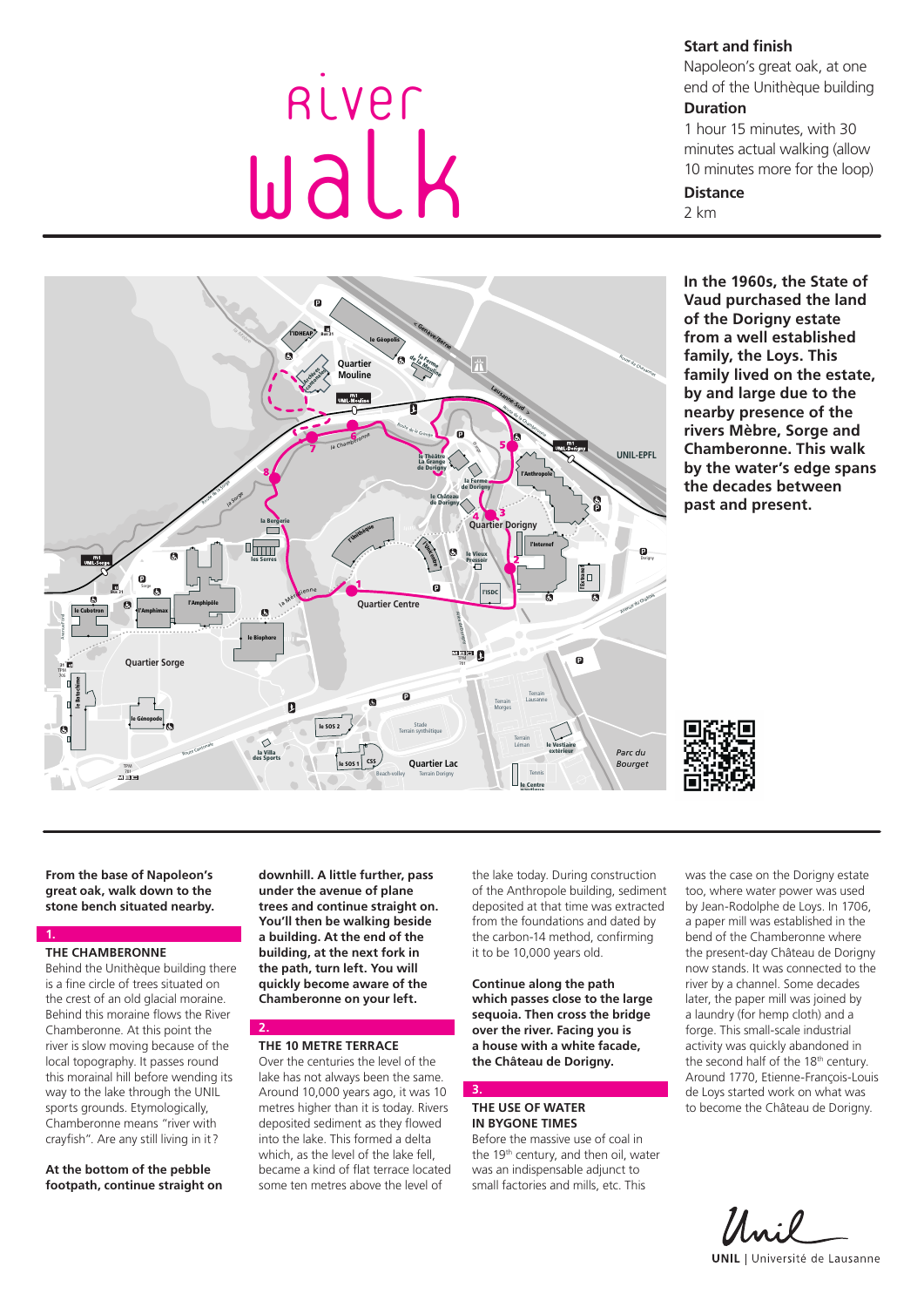# River walk

**Start and finish**
Napoleon's great oak, at one end of the Unithèque building

**Duration**
1 hour 15 minutes, with 30 minutes actual walking (allow 10 minutes more for the loop)

**Distance**
2 km

**In the 1960s, the State of Vaud purchased the land of the Dorigny estate from a well established family, the Loys. This family lived on the estate, by and large due to the nearby presence of the rivers Mèbre, Sorge and Chamberonne. This walk by the water's edge spans the decades between past and present.**

**From the base of Napoleon's great oak, walk down to the stone bench situated nearby.**

## 1.

### THE CHAMBERONNE

Behind the Unithèque building there is a fine circle of trees situated on the crest of an old glacial moraine. Behind this moraine flows the River Chamberonne. At this point the river is slow moving because of the local topography. It passes round this morainal hill before wending its way to the lake through the UNIL sports grounds. Etymologically, Chamberonne means "river with crayfish". Are any still living in it?

**At the bottom of the pebble footpath, continue straight on downhill. A little further, pass under the avenue of plane trees and continue straight on. You'll then be walking beside a building. At the end of the building, at the next fork in the path, turn left. You will quickly become aware of the Chamberonne on your left.**

## 2.

### THE 10 METRE TERRACE

Over the centuries the level of the lake has not always been the same. Around 10,000 years ago, it was 10 metres higher than it is today. Rivers deposited sediment as they flowed into the lake. This formed a delta which, as the level of the lake fell, became a kind of flat terrace located some ten metres above the level of the lake today. During construction of the Anthropole building, sediment deposited at that time was extracted from the foundations and dated by the carbon-14 method, confirming it to be 10,000 years old.

**Continue along the path which passes close to the large sequoia. Then cross the bridge over the river. Facing you is a house with a white facade, the Château de Dorigny.**

## 3.

### THE USE OF WATER IN BYGONE TIMES

Before the massive use of coal in the 19th century, and then oil, water was an indispensable adjunct to small factories and mills, etc. This was the case on the Dorigny estate too, where water power was used by Jean-Rodolphe de Loys. In 1706, a paper mill was established in the bend of the Chamberonne where the present-day Château de Dorigny now stands. It was connected to the river by a channel. Some decades later, the paper mill was joined by a laundry (for hemp cloth) and a forge. This small-scale industrial activity was quickly abandoned in the second half of the 18th century. Around 1770, Etienne-François-Louis de Loys started work on what was to become the Château de Dorigny.

Unil | Université de Lausanne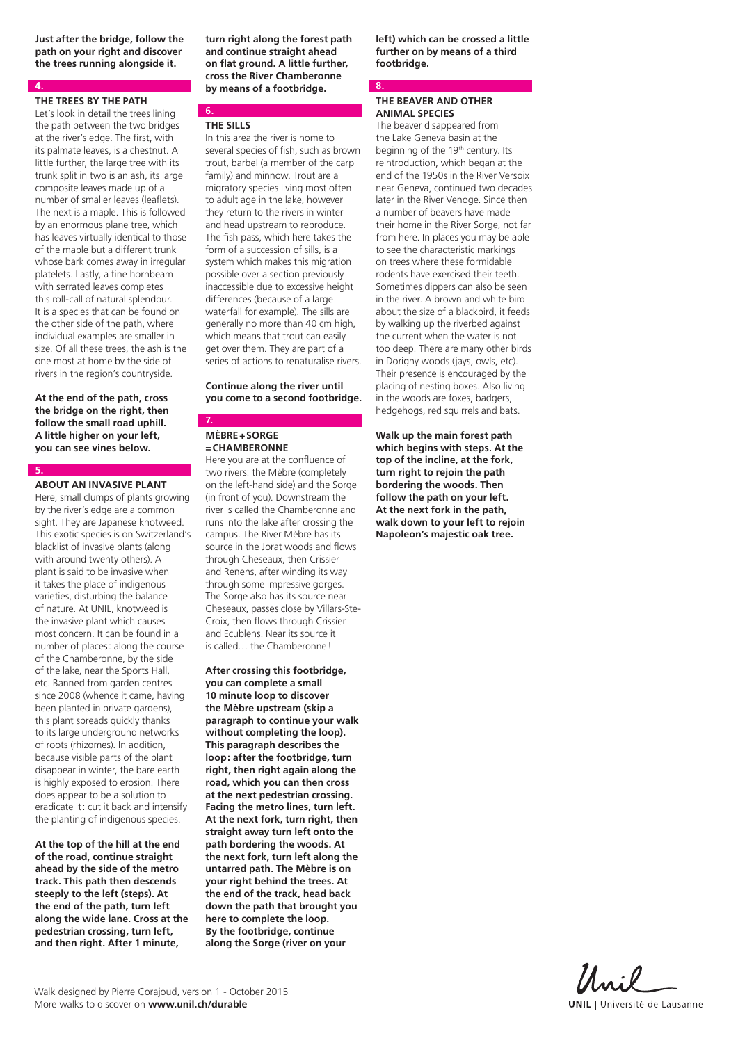**Just after the bridge, follow the path on your right and discover the trees running alongside it.**

## 4.

### THE TREES BY THE PATH

Let's look in detail the trees lining the path between the two bridges at the river's edge. The first, with its palmate leaves, is a chestnut. A little further, the large tree with its trunk split in two is an ash, its large composite leaves made up of a number of smaller leaves (leaflets). The next is a maple. This is followed by an enormous plane tree, which has leaves virtually identical to those of the maple but a different trunk whose bark comes away in irregular platelets. Lastly, a fine hornbeam with serrated leaves completes this roll-call of natural splendour. It is a species that can be found on the other side of the path, where individual examples are smaller in size. Of all these trees, the ash is the one most at home by the side of rivers in the region's countryside.

**At the end of the path, cross the bridge on the right, then follow the small road uphill. A little higher on your left, you can see vines below.**

## 5.

### ABOUT AN INVASIVE PLANT

Here, small clumps of plants growing by the river's edge are a common sight. They are Japanese knotweed. This exotic species is on Switzerland's blacklist of invasive plants (along with around twenty others). A plant is said to be invasive when it takes the place of indigenous varieties, disturbing the balance of nature. At UNIL, knotweed is the invasive plant which causes most concern. It can be found in a number of places: along the course of the Chamberonne, by the side of the lake, near the Sports Hall, etc. Banned from garden centres since 2008 (whence it came, having been planted in private gardens), this plant spreads quickly thanks to its large underground networks of roots (rhizomes). In addition, because visible parts of the plant disappear in winter, the bare earth is highly exposed to erosion. There does appear to be a solution to eradicate it: cut it back and intensify the planting of indigenous species.

**At the top of the hill at the end of the road, continue straight ahead by the side of the metro track. This path then descends steeply to the left (steps). At the end of the path, turn left along the wide lane. Cross at the pedestrian crossing, turn left, and then right. After 1 minute, turn right along the forest path and continue straight ahead on flat ground. A little further, cross the River Chamberonne by means of a footbridge.**

## 6.

### THE SILLS

In this area the river is home to several species of fish, such as brown trout, barbel (a member of the carp family) and minnow. Trout are a migratory species living most often to adult age in the lake, however they return to the rivers in winter and head upstream to reproduce. The fish pass, which here takes the form of a succession of sills, is a system which makes this migration possible over a section previously inaccessible due to excessive height differences (because of a large waterfall for example). The sills are generally no more than 40 cm high, which means that trout can easily get over them. They are part of a series of actions to renaturalise rivers.

**Continue along the river until you come to a second footbridge.**

## 7.

### MÈBRE + SORGE = CHAMBERONNE

Here you are at the confluence of two rivers: the Mèbre (completely on the left-hand side) and the Sorge (in front of you). Downstream the river is called the Chamberonne and runs into the lake after crossing the campus. The River Mèbre has its source in the Jorat woods and flows through Cheseaux, then Crissier and Renens, after winding its way through some impressive gorges. The Sorge also has its source near Cheseaux, passes close by Villars-Ste-Croix, then flows through Crissier and Ecublens. Near its source it is called… the Chamberonne!

**After crossing this footbridge, you can complete a small 10 minute loop to discover the Mèbre upstream (skip a paragraph to continue your walk without completing the loop). This paragraph describes the loop: after the footbridge, turn right, then right again along the road, which you can then cross at the next pedestrian crossing. Facing the metro lines, turn left. At the next fork, turn right, then straight away turn left onto the path bordering the woods. At the next fork, turn left along the untarred path. The Mèbre is on your right behind the trees. At the end of the track, head back down the path that brought you here to complete the loop. By the footbridge, continue along the Sorge (river on your left) which can be crossed a little further on by means of a third footbridge.**

## 8.

### THE BEAVER AND OTHER ANIMAL SPECIES

The beaver disappeared from the Lake Geneva basin at the beginning of the 19th century. Its reintroduction, which began at the end of the 1950s in the River Versoix near Geneva, continued two decades later in the River Venoge. Since then a number of beavers have made their home in the River Sorge, not far from here. In places you may be able to see the characteristic markings on trees where these formidable rodents have exercised their teeth. Sometimes dippers can also be seen in the river. A brown and white bird about the size of a blackbird, it feeds by walking up the riverbed against the current when the water is not too deep. There are many other birds in Dorigny woods (jays, owls, etc). Their presence is encouraged by the placing of nesting boxes. Also living in the woods are foxes, badgers, hedgehogs, red squirrels and bats.

**Walk up the main forest path which begins with steps. At the top of the incline, at the fork, turn right to rejoin the path bordering the woods. Then follow the path on your left. At the next fork in the path, walk down to your left to rejoin Napoleon's majestic oak tree.**

Walk designed by Pierre Corajoud, version 1 - October 2015
More walks to discover on **www.unil.ch/durable**

Unil
**UNIL** | Université de Lausanne